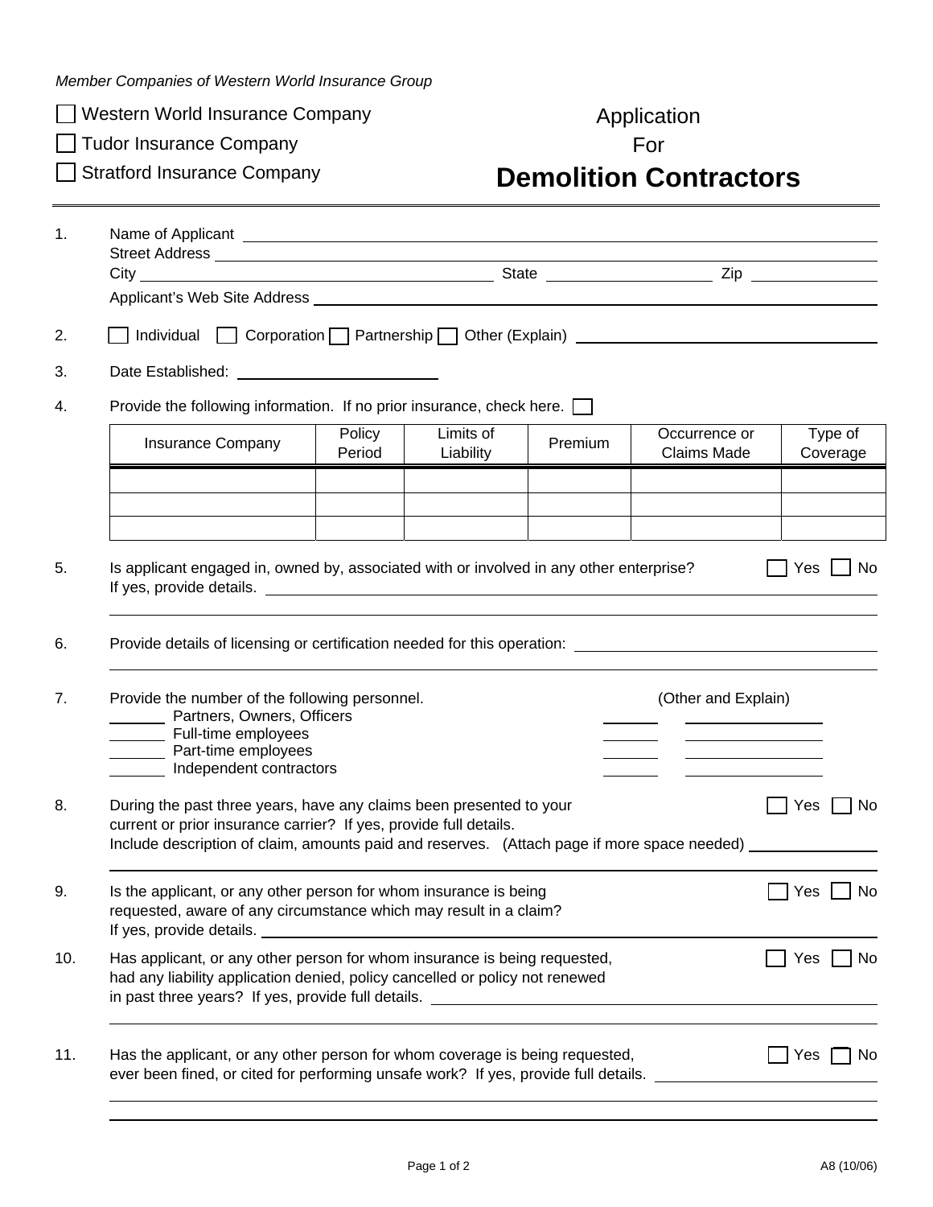*Member Companies of Western World Insurance Group*

☐ Western World Insurance Company

☐ Tudor Insurance Company

☐ Stratford Insurance Company

# Application For **Demolition Contractors**

1. Name of Applicant \_\_\_\_\_\_\_\_\_\_\_\_\_\_\_\_\_\_\_\_
   Street Address \_\_\_\_\_\_\_\_\_\_\_\_\_\_\_\_\_\_\_\_
   City \_\_\_\_\_\_\_\_\_\_ State \_\_\_\_\_\_\_\_\_\_ Zip \_\_\_\_\_\_\_\_\_\_
   Applicant's Web Site Address \_\_\_\_\_\_\_\_\_\_\_\_\_\_\_\_\_\_\_\_

2. ☐ Individual ☐ Corporation ☐ Partnership ☐ Other (Explain) \_\_\_\_\_\_\_\_\_\_\_\_\_\_\_\_\_\_\_\_

3. Date Established: \_\_\_\_\_\_\_\_\_\_\_\_\_\_\_\_\_\_\_\_

4. Provide the following information. If no prior insurance, check here. ☐

| Insurance Company | Policy Period | Limits of Liability | Premium | Occurrence or Claims Made | Type of Coverage |
|---|---|---|---|---|---|
| | | | | | |
| | | | | | |
| | | | | | |

5. Is applicant engaged in, owned by, associated with or involved in any other enterprise? ☐ Yes ☐ No
   If yes, provide details. \_\_\_\_\_\_\_\_\_\_\_\_\_\_\_\_\_\_\_\_

6. Provide details of licensing or certification needed for this operation: \_\_\_\_\_\_\_\_\_\_\_\_\_\_\_\_\_\_\_\_

7. Provide the number of the following personnel. (Other and Explain)
   \_\_\_\_\_\_ Partners, Owners, Officers \_\_\_\_\_\_ \_\_\_\_\_\_\_\_\_\_
   \_\_\_\_\_\_ Full-time employees \_\_\_\_\_\_ \_\_\_\_\_\_\_\_\_\_
   \_\_\_\_\_\_ Part-time employees \_\_\_\_\_\_ \_\_\_\_\_\_\_\_\_\_
   \_\_\_\_\_\_ Independent contractors \_\_\_\_\_\_ \_\_\_\_\_\_\_\_\_\_

8. During the past three years, have any claims been presented to your current or prior insurance carrier? If yes, provide full details. ☐ Yes ☐ No
   Include description of claim, amounts paid and reserves. (Attach page if more space needed) \_\_\_\_\_\_\_\_\_\_\_\_\_\_\_\_\_\_\_\_

9. Is the applicant, or any other person for whom insurance is being requested, aware of any circumstance which may result in a claim? ☐ Yes ☐ No
   If yes, provide details. \_\_\_\_\_\_\_\_\_\_\_\_\_\_\_\_\_\_\_\_

10. Has applicant, or any other person for whom insurance is being requested, had any liability application denied, policy cancelled or policy not renewed in past three years? If yes, provide full details. ☐ Yes ☐ No
    \_\_\_\_\_\_\_\_\_\_\_\_\_\_\_\_\_\_\_\_

11. Has the applicant, or any other person for whom coverage is being requested, ever been fined, or cited for performing unsafe work? If yes, provide full details. ☐ Yes ☐ No
    \_\_\_\_\_\_\_\_\_\_\_\_\_\_\_\_\_\_\_\_

A8 (10/06)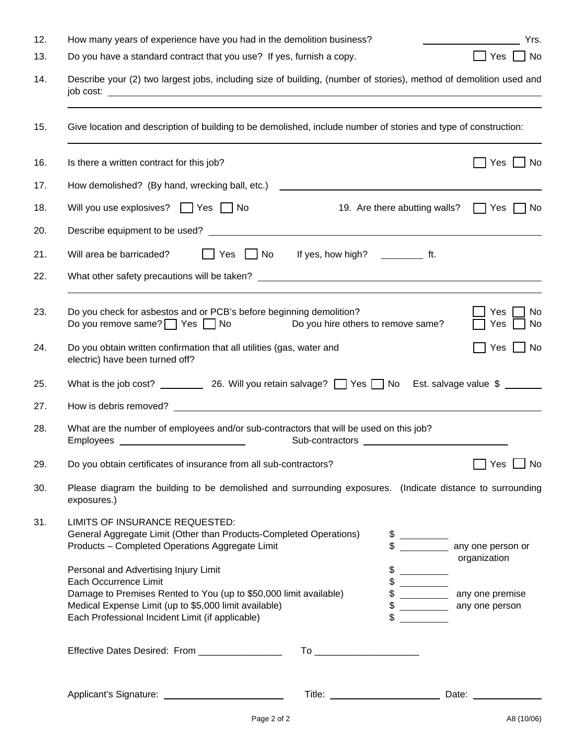12. How many years of experience have you had in the demolition business? __________ Yrs.

13. Do you have a standard contract that you use? If yes, furnish a copy. ☐ Yes ☐ No

14. Describe your (2) two largest jobs, including size of building, (number of stories), method of demolition used and job cost: ______________________________________________

______________________________________________

15. Give location and description of building to be demolished, include number of stories and type of construction:

______________________________________________

16. Is there a written contract for this job? ☐ Yes ☐ No

17. How demolished? (By hand, wrecking ball, etc.) ______________________________

18. Will you use explosives? ☐ Yes ☐ No    19. Are there abutting walls? ☐ Yes ☐ No

20. Describe equipment to be used? ______________________________

21. Will area be barricaded? ☐ Yes ☐ No    If yes, how high? ________ ft.

22. What other safety precautions will be taken? ______________________________

______________________________________________

23. Do you check for asbestos and or PCB's before beginning demolition? ☐ Yes ☐ No
Do you remove same? ☐ Yes ☐ No    Do you hire others to remove same? ☐ Yes ☐ No

24. Do you obtain written confirmation that all utilities (gas, water and electric) have been turned off? ☐ Yes ☐ No

25. What is the job cost? ________    26. Will you retain salvage? ☐ Yes ☐ No    Est. salvage value $ ________

27. How is debris removed? ______________________________

28. What are the number of employees and/or sub-contractors that will be used on this job?
Employees ____________________    Sub-contractors ____________________

29. Do you obtain certificates of insurance from all sub-contractors? ☐ Yes ☐ No

30. Please diagram the building to be demolished and surrounding exposures. (Indicate distance to surrounding exposures.)

31. LIMITS OF INSURANCE REQUESTED:

| | | |
|---|---|---|
| General Aggregate Limit (Other than Products-Completed Operations) | $ ________ | |
| Products – Completed Operations Aggregate Limit | $ ________ | any one person or organization |
| Personal and Advertising Injury Limit | $ ________ | |
| Each Occurrence Limit | $ ________ | |
| Damage to Premises Rented to You (up to $50,000 limit available) | $ ________ | any one premise |
| Medical Expense Limit (up to $5,000 limit available) | $ ________ | any one person |
| Each Professional Incident Limit (if applicable) | $ ________ | |

Effective Dates Desired: From ________________ To ____________________

Applicant's Signature: ____________________ Title: ____________________ Date: ____________

A8 (10/06)